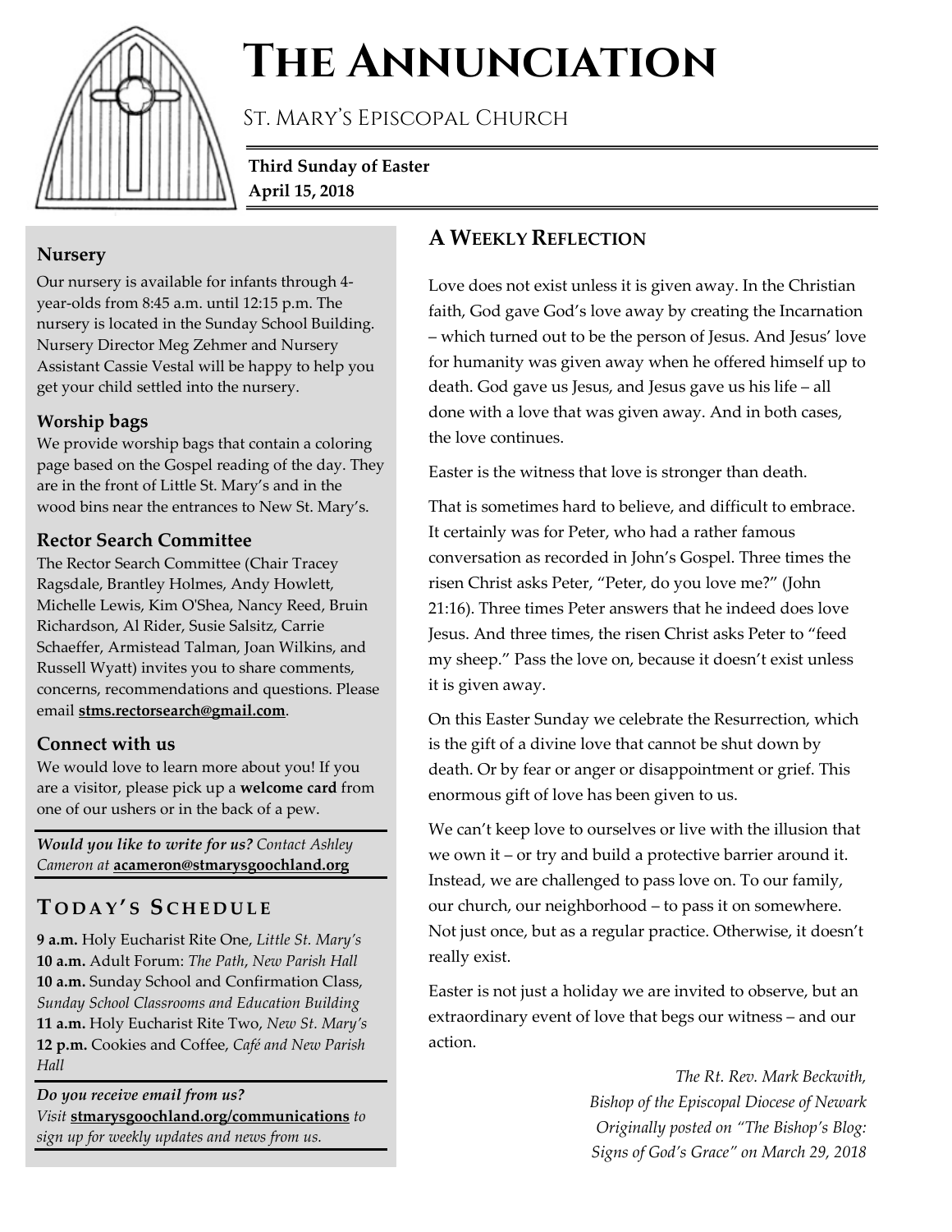# The Annunciation

St. Mary's Episcopal Church

**Third Sunday of Easter**
**April 15, 2018**

### Nursery

Our nursery is available for infants through 4-year-olds from 8:45 a.m. until 12:15 p.m. The nursery is located in the Sunday School Building. Nursery Director Meg Zehmer and Nursery Assistant Cassie Vestal will be happy to help you get your child settled into the nursery.

### Worship bags

We provide worship bags that contain a coloring page based on the Gospel reading of the day. They are in the front of Little St. Mary's and in the wood bins near the entrances to New St. Mary's.

### Rector Search Committee

The Rector Search Committee (Chair Tracey Ragsdale, Brantley Holmes, Andy Howlett, Michelle Lewis, Kim O'Shea, Nancy Reed, Bruin Richardson, Al Rider, Susie Salsitz, Carrie Schaeffer, Armistead Talman, Joan Wilkins, and Russell Wyatt) invites you to share comments, concerns, recommendations and questions. Please email **stms.rectorsearch@gmail.com**.

### Connect with us

We would love to learn more about you! If you are a visitor, please pick up a **welcome card** from one of our ushers or in the back of a pew.

***Would you like to write for us?*** *Contact Ashley Cameron at* **acameron@stmarysgoochland.org**

## Today's Schedule

**9 a.m.** Holy Eucharist Rite One, *Little St. Mary's*
**10 a.m.** Adult Forum: *The Path*, *New Parish Hall*
**10 a.m.** Sunday School and Confirmation Class, *Sunday School Classrooms and Education Building*
**11 a.m.** Holy Eucharist Rite Two, *New St. Mary's*
**12 p.m.** Cookies and Coffee, *Café and New Parish Hall*

***Do you receive email from us?***
*Visit* **stmarysgoochland.org/communications** *to sign up for weekly updates and news from us.*

## A Weekly Reflection

Love does not exist unless it is given away. In the Christian faith, God gave God's love away by creating the Incarnation – which turned out to be the person of Jesus. And Jesus' love for humanity was given away when he offered himself up to death. God gave us Jesus, and Jesus gave us his life – all done with a love that was given away. And in both cases, the love continues.

Easter is the witness that love is stronger than death.

That is sometimes hard to believe, and difficult to embrace. It certainly was for Peter, who had a rather famous conversation as recorded in John's Gospel. Three times the risen Christ asks Peter, "Peter, do you love me?" (John 21:16). Three times Peter answers that he indeed does love Jesus. And three times, the risen Christ asks Peter to "feed my sheep." Pass the love on, because it doesn't exist unless it is given away.

On this Easter Sunday we celebrate the Resurrection, which is the gift of a divine love that cannot be shut down by death. Or by fear or anger or disappointment or grief. This enormous gift of love has been given to us.

We can't keep love to ourselves or live with the illusion that we own it – or try and build a protective barrier around it. Instead, we are challenged to pass love on. To our family, our church, our neighborhood – to pass it on somewhere. Not just once, but as a regular practice. Otherwise, it doesn't really exist.

Easter is not just a holiday we are invited to observe, but an extraordinary event of love that begs our witness – and our action.

*The Rt. Rev. Mark Beckwith,*
*Bishop of the Episcopal Diocese of Newark*
*Originally posted on "The Bishop's Blog: Signs of God's Grace" on March 29, 2018*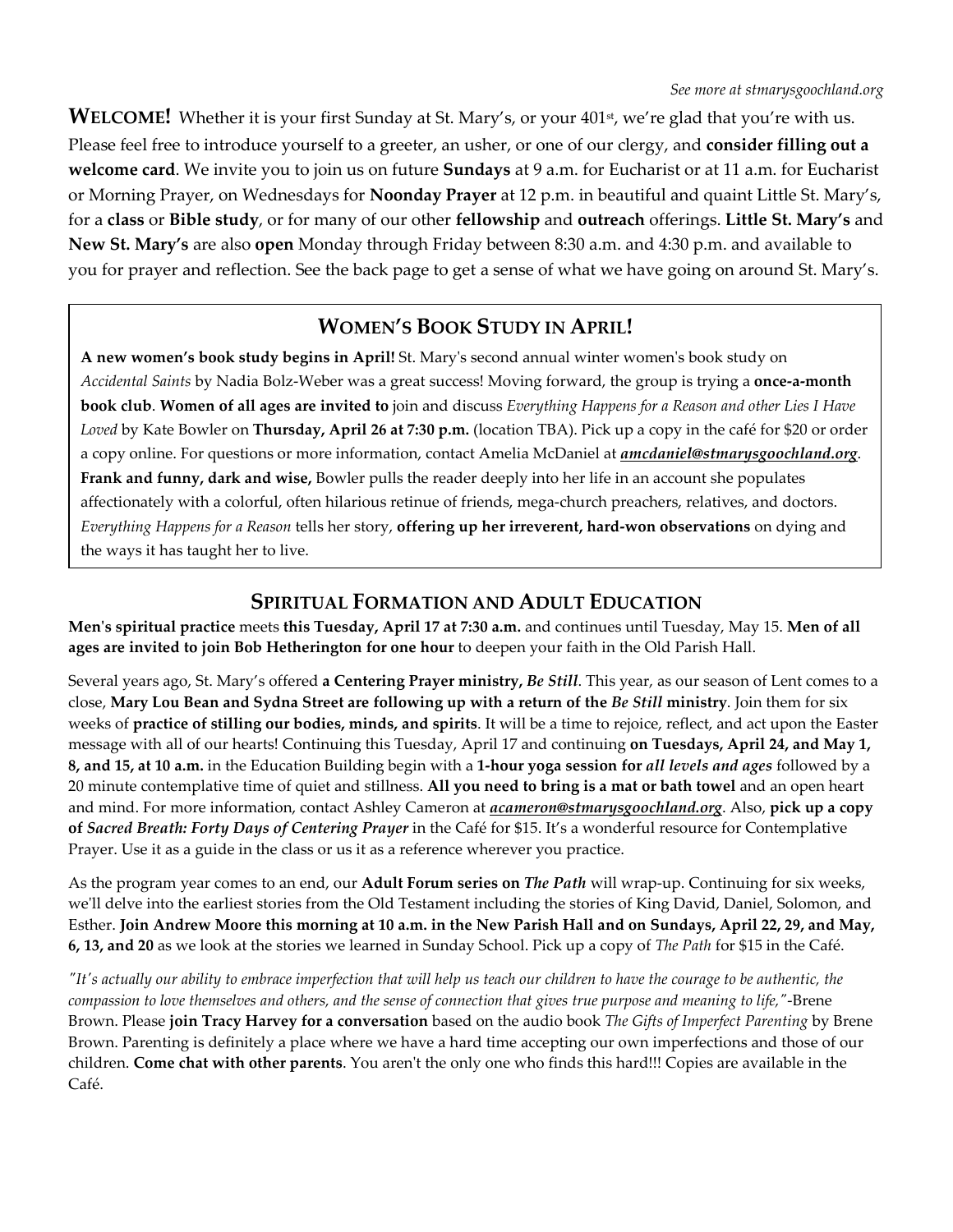*See more at stmarysgoochland.org*

**WELCOME!** Whether it is your first Sunday at St. Mary's, or your 401st, we're glad that you're with us. Please feel free to introduce yourself to a greeter, an usher, or one of our clergy, and **consider filling out a welcome card**. We invite you to join us on future **Sundays** at 9 a.m. for Eucharist or at 11 a.m. for Eucharist or Morning Prayer, on Wednesdays for **Noonday Prayer** at 12 p.m. in beautiful and quaint Little St. Mary's, for a **class** or **Bible study**, or for many of our other **fellowship** and **outreach** offerings. **Little St. Mary's** and **New St. Mary's** are also **open** Monday through Friday between 8:30 a.m. and 4:30 p.m. and available to you for prayer and reflection. See the back page to get a sense of what we have going on around St. Mary's.

## WOMEN'S BOOK STUDY IN APRIL!

**A new women's book study begins in April!** St. Mary's second annual winter women's book study on *Accidental Saints* by Nadia Bolz-Weber was a great success! Moving forward, the group is trying a **once-a-month book club**. **Women of all ages are invited to** join and discuss *Everything Happens for a Reason and other Lies I Have Loved* by Kate Bowler on **Thursday, April 26 at 7:30 p.m.** (location TBA). Pick up a copy in the café for $20 or order a copy online. For questions or more information, contact Amelia McDaniel at ***amcdaniel@stmarysgoochland.org***. **Frank and funny, dark and wise,** Bowler pulls the reader deeply into her life in an account she populates affectionately with a colorful, often hilarious retinue of friends, mega-church preachers, relatives, and doctors. *Everything Happens for a Reason* tells her story, **offering up her irreverent, hard-won observations** on dying and the ways it has taught her to live.

## SPIRITUAL FORMATION AND ADULT EDUCATION

**Men's spiritual practice** meets **this Tuesday, April 17 at 7:30 a.m.** and continues until Tuesday, May 15. **Men of all ages are invited to join Bob Hetherington for one hour** to deepen your faith in the Old Parish Hall.

Several years ago, St. Mary's offered **a Centering Prayer ministry, *Be Still***. This year, as our season of Lent comes to a close, **Mary Lou Bean and Sydna Street are following up with a return of the *Be Still* ministry**. Join them for six weeks of **practice of stilling our bodies, minds, and spirits**. It will be a time to rejoice, reflect, and act upon the Easter message with all of our hearts! Continuing this Tuesday, April 17 and continuing **on Tuesdays, April 24, and May 1, 8, and 15, at 10 a.m.** in the Education Building begin with a **1-hour yoga session for *all levels and ages*** followed by a 20 minute contemplative time of quiet and stillness. **All you need to bring is a mat or bath towel** and an open heart and mind. For more information, contact Ashley Cameron at ***acameron@stmarysgoochland.org***. Also, **pick up a copy of *Sacred Breath: Forty Days of Centering Prayer*** in the Café for $15. It's a wonderful resource for Contemplative Prayer. Use it as a guide in the class or us it as a reference wherever you practice.

As the program year comes to an end, our **Adult Forum series on *The Path*** will wrap-up. Continuing for six weeks, we'll delve into the earliest stories from the Old Testament including the stories of King David, Daniel, Solomon, and Esther. **Join Andrew Moore this morning at 10 a.m. in the New Parish Hall and on Sundays, April 22, 29, and May, 6, 13, and 20** as we look at the stories we learned in Sunday School. Pick up a copy of *The Path* for $15 in the Café.

*"It's actually our ability to embrace imperfection that will help us teach our children to have the courage to be authentic, the compassion to love themselves and others, and the sense of connection that gives true purpose and meaning to life,"*-Brene Brown. Please **join Tracy Harvey for a conversation** based on the audio book *The Gifts of Imperfect Parenting* by Brene Brown. Parenting is definitely a place where we have a hard time accepting our own imperfections and those of our children. **Come chat with other parents**. You aren't the only one who finds this hard!!! Copies are available in the Café.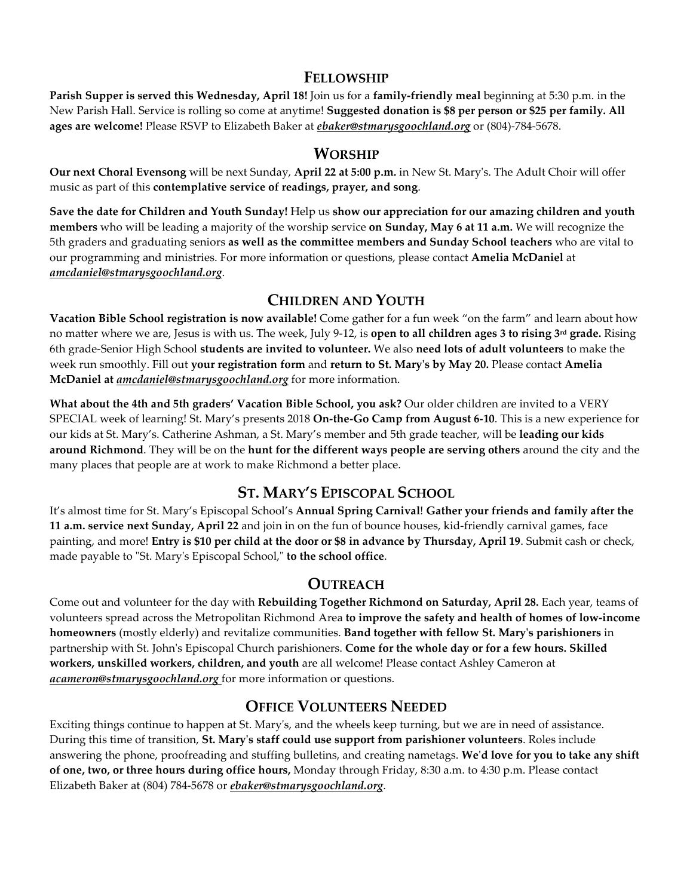## FELLOWSHIP

**Parish Supper is served this Wednesday, April 18!** Join us for a **family-friendly meal** beginning at 5:30 p.m. in the New Parish Hall. Service is rolling so come at anytime! **Suggested donation is $8 per person or $25 per family. All ages are welcome!** Please RSVP to Elizabeth Baker at ***ebaker@stmarysgoochland.org*** or (804)-784-5678.

## WORSHIP

**Our next Choral Evensong** will be next Sunday, **April 22 at 5:00 p.m.** in New St. Mary's. The Adult Choir will offer music as part of this **contemplative service of readings, prayer, and song**.

**Save the date for Children and Youth Sunday!** Help us **show our appreciation for our amazing children and youth members** who will be leading a majority of the worship service **on Sunday, May 6 at 11 a.m.** We will recognize the 5th graders and graduating seniors **as well as the committee members and Sunday School teachers** who are vital to our programming and ministries. For more information or questions, please contact **Amelia McDaniel** at ***amcdaniel@stmarysgoochland.org***.

## CHILDREN AND YOUTH

**Vacation Bible School registration is now available!** Come gather for a fun week "on the farm" and learn about how no matter where we are, Jesus is with us. The week, July 9-12, is **open to all children ages 3 to rising 3rd grade.** Rising 6th grade-Senior High School **students are invited to volunteer.** We also **need lots of adult volunteers** to make the week run smoothly. Fill out **your registration form** and **return to St. Mary's by May 20.** Please contact **Amelia McDaniel at *amcdaniel@stmarysgoochland.org*** for more information.

**What about the 4th and 5th graders' Vacation Bible School, you ask?** Our older children are invited to a VERY SPECIAL week of learning! St. Mary's presents 2018 **On-the-Go Camp from August 6-10**. This is a new experience for our kids at St. Mary's. Catherine Ashman, a St. Mary's member and 5th grade teacher, will be **leading our kids around Richmond**. They will be on the **hunt for the different ways people are serving others** around the city and the many places that people are at work to make Richmond a better place.

## ST. MARY'S EPISCOPAL SCHOOL

It's almost time for St. Mary's Episcopal School's **Annual Spring Carnival**! **Gather your friends and family after the 11 a.m. service next Sunday, April 22** and join in on the fun of bounce houses, kid-friendly carnival games, face painting, and more! **Entry is $10 per child at the door or $8 in advance by Thursday, April 19**. Submit cash or check, made payable to "St. Mary's Episcopal School," **to the school office**.

## OUTREACH

Come out and volunteer for the day with **Rebuilding Together Richmond on Saturday, April 28.** Each year, teams of volunteers spread across the Metropolitan Richmond Area **to improve the safety and health of homes of low-income homeowners** (mostly elderly) and revitalize communities. **Band together with fellow St. Mary's parishioners** in partnership with St. John's Episcopal Church parishioners. **Come for the whole day or for a few hours. Skilled workers, unskilled workers, children, and youth** are all welcome! Please contact Ashley Cameron at ***acameron@stmarysgoochland.org*** for more information or questions.

## OFFICE VOLUNTEERS NEEDED

Exciting things continue to happen at St. Mary's, and the wheels keep turning, but we are in need of assistance. During this time of transition, **St. Mary's staff could use support from parishioner volunteers**. Roles include answering the phone, proofreading and stuffing bulletins, and creating nametags. **We'd love for you to take any shift of one, two, or three hours during office hours,** Monday through Friday, 8:30 a.m. to 4:30 p.m. Please contact Elizabeth Baker at (804) 784-5678 or ***ebaker@stmarysgoochland.org***.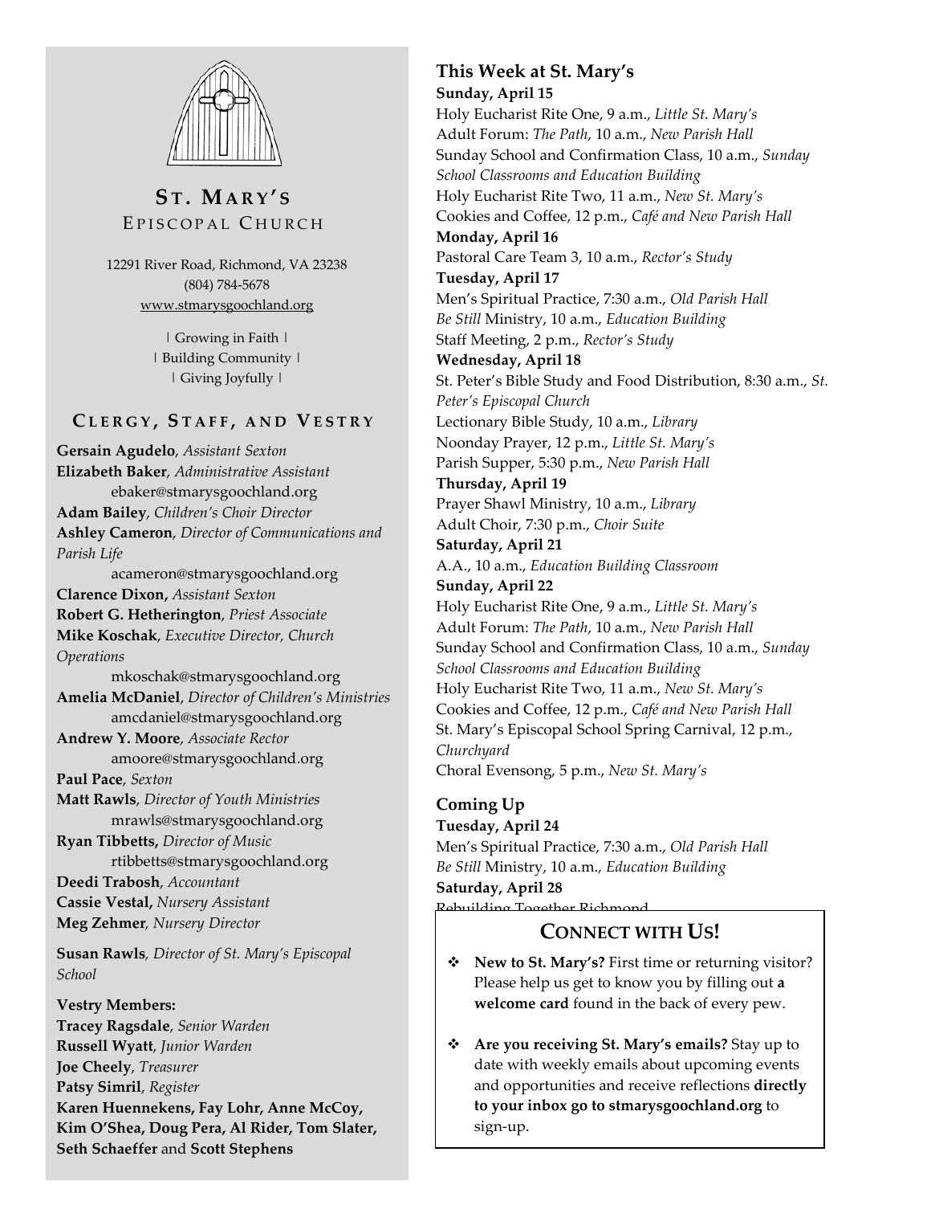# St. Mary's Episcopal Church

12291 River Road, Richmond, VA 23238
(804) 784-5678
www.stmarysgoochland.org

| Growing in Faith |
| Building Community |
| Giving Joyfully |

## Clergy, Staff, and Vestry

**Gersain Agudelo**, *Assistant Sexton*
**Elizabeth Baker**, *Administrative Assistant*
ebaker@stmarysgoochland.org
**Adam Bailey**, *Children's Choir Director*
**Ashley Cameron**, *Director of Communications and Parish Life*
acameron@stmarysgoochland.org
**Clarence Dixon,** *Assistant Sexton*
**Robert G. Hetherington**, *Priest Associate*
**Mike Koschak**, *Executive Director, Church Operations*
mkoschak@stmarysgoochland.org
**Amelia McDaniel**, *Director of Children's Ministries*
amcdaniel@stmarysgoochland.org
**Andrew Y. Moore**, *Associate Rector*
amoore@stmarysgoochland.org
**Paul Pace**, *Sexton*
**Matt Rawls**, *Director of Youth Ministries*
mrawls@stmarysgoochland.org
**Ryan Tibbetts,** *Director of Music*
rtibbetts@stmarysgoochland.org
**Deedi Trabosh**, *Accountant*
**Cassie Vestal,** *Nursery Assistant*
**Meg Zehmer**, *Nursery Director*

**Susan Rawls**, *Director of St. Mary's Episcopal School*

**Vestry Members:**
**Tracey Ragsdale**, *Senior Warden*
**Russell Wyatt**, *Junior Warden*
**Joe Cheely**, *Treasurer*
**Patsy Simril**, *Register*
**Karen Huennekens, Fay Lohr, Anne McCoy, Kim O'Shea, Doug Pera, Al Rider, Tom Slater, Seth Schaeffer** and **Scott Stephens**

## This Week at St. Mary's

**Sunday, April 15**
Holy Eucharist Rite One, 9 a.m., *Little St. Mary's*
Adult Forum: *The Path*, 10 a.m., *New Parish Hall*
Sunday School and Confirmation Class, 10 a.m., *Sunday School Classrooms and Education Building*
Holy Eucharist Rite Two, 11 a.m., *New St. Mary's*
Cookies and Coffee, 12 p.m., *Café and New Parish Hall*

**Monday, April 16**
Pastoral Care Team 3, 10 a.m., *Rector's Study*

**Tuesday, April 17**
Men's Spiritual Practice, 7:30 a.m., *Old Parish Hall*
*Be Still* Ministry, 10 a.m., *Education Building*
Staff Meeting, 2 p.m., *Rector's Study*

**Wednesday, April 18**
St. Peter's Bible Study and Food Distribution, 8:30 a.m., *St. Peter's Episcopal Church*
Lectionary Bible Study, 10 a.m., *Library*
Noonday Prayer, 12 p.m., *Little St. Mary's*
Parish Supper, 5:30 p.m., *New Parish Hall*

**Thursday, April 19**
Prayer Shawl Ministry, 10 a.m., *Library*
Adult Choir, 7:30 p.m., *Choir Suite*

**Saturday, April 21**
A.A., 10 a.m., *Education Building Classroom*

**Sunday, April 22**
Holy Eucharist Rite One, 9 a.m., *Little St. Mary's*
Adult Forum: *The Path*, 10 a.m., *New Parish Hall*
Sunday School and Confirmation Class, 10 a.m., *Sunday School Classrooms and Education Building*
Holy Eucharist Rite Two, 11 a.m., *New St. Mary's*
Cookies and Coffee, 12 p.m., *Café and New Parish Hall*
St. Mary's Episcopal School Spring Carnival, 12 p.m., *Churchyard*
Choral Evensong, 5 p.m., *New St. Mary's*

## Coming Up

**Tuesday, April 24**
Men's Spiritual Practice, 7:30 a.m., *Old Parish Hall*
*Be Still* Ministry, 10 a.m., *Education Building*

**Saturday, April 28**
Rebuilding Together Richmond

## Connect with Us!

- **New to St. Mary's?** First time or returning visitor? Please help us get to know you by filling out **a welcome card** found in the back of every pew.
- **Are you receiving St. Mary's emails?** Stay up to date with weekly emails about upcoming events and opportunities and receive reflections **directly to your inbox go to stmarysgoochland.org** to sign-up.